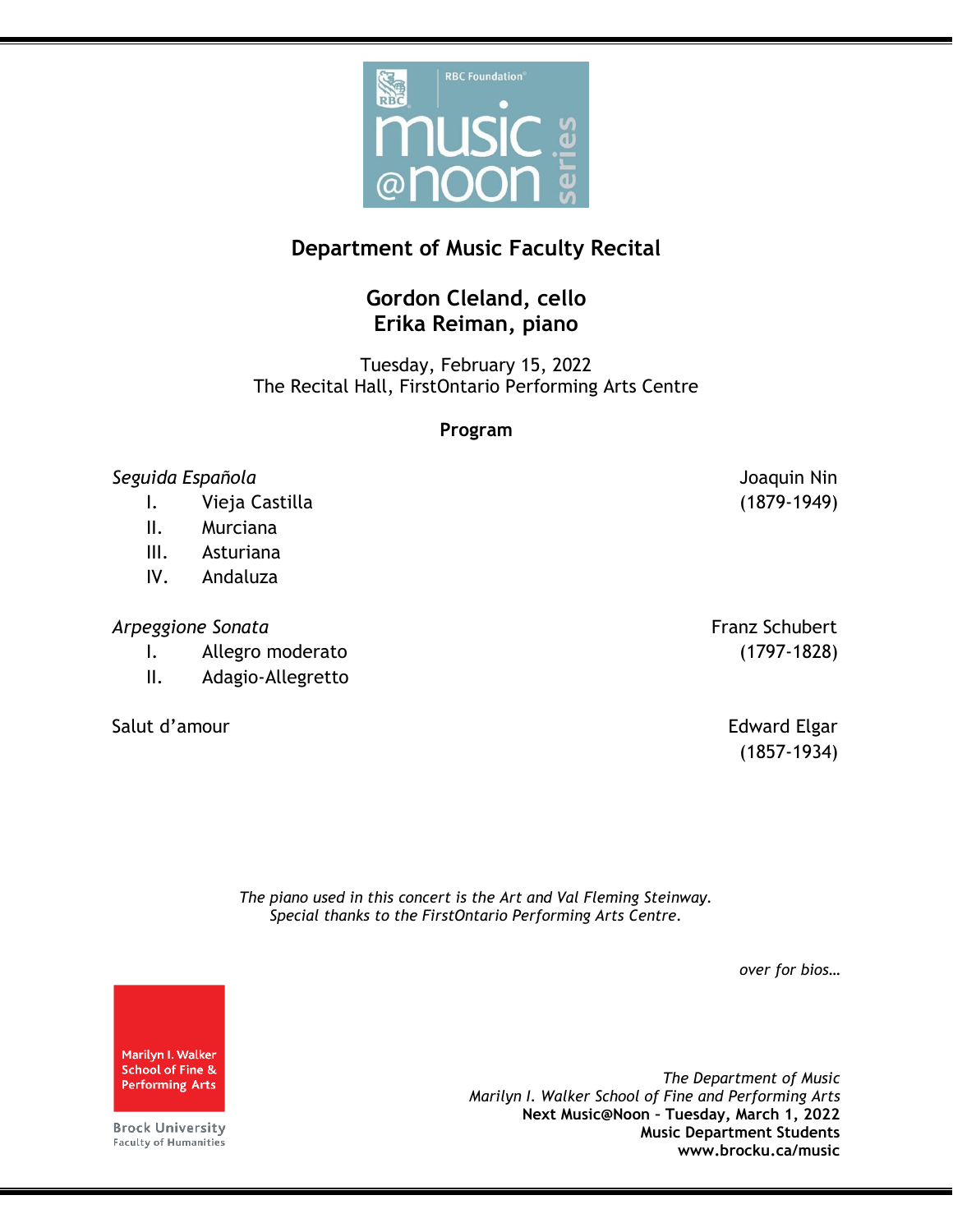RBC Foundation music @noon series

# Department of Music Faculty Recital

## Gordon Cleland, cello
## Erika Reiman, piano

Tuesday, February 15, 2022
The Recital Hall, FirstOntario Performing Arts Centre

### Program

*Seguida Española* — Joaquin Nin (1879-1949)

- I. Vieja Castilla
- II. Murciana
- III. Asturiana
- IV. Andaluza

*Arpeggione Sonata* — Franz Schubert (1797-1828)

- I. Allegro moderato
- II. Adagio-Allegretto

Salut d'amour — Edward Elgar (1857-1934)

*The piano used in this concert is the Art and Val Fleming Steinway.*
*Special thanks to the FirstOntario Performing Arts Centre.*

*over for bios…*

Marilyn I. Walker School of Fine & Performing Arts
Brock University
Faculty of Humanities

*The Department of Music*
*Marilyn I. Walker School of Fine and Performing Arts*
**Next Music@Noon – Tuesday, March 1, 2022**
**Music Department Students**
**www.brocku.ca/music**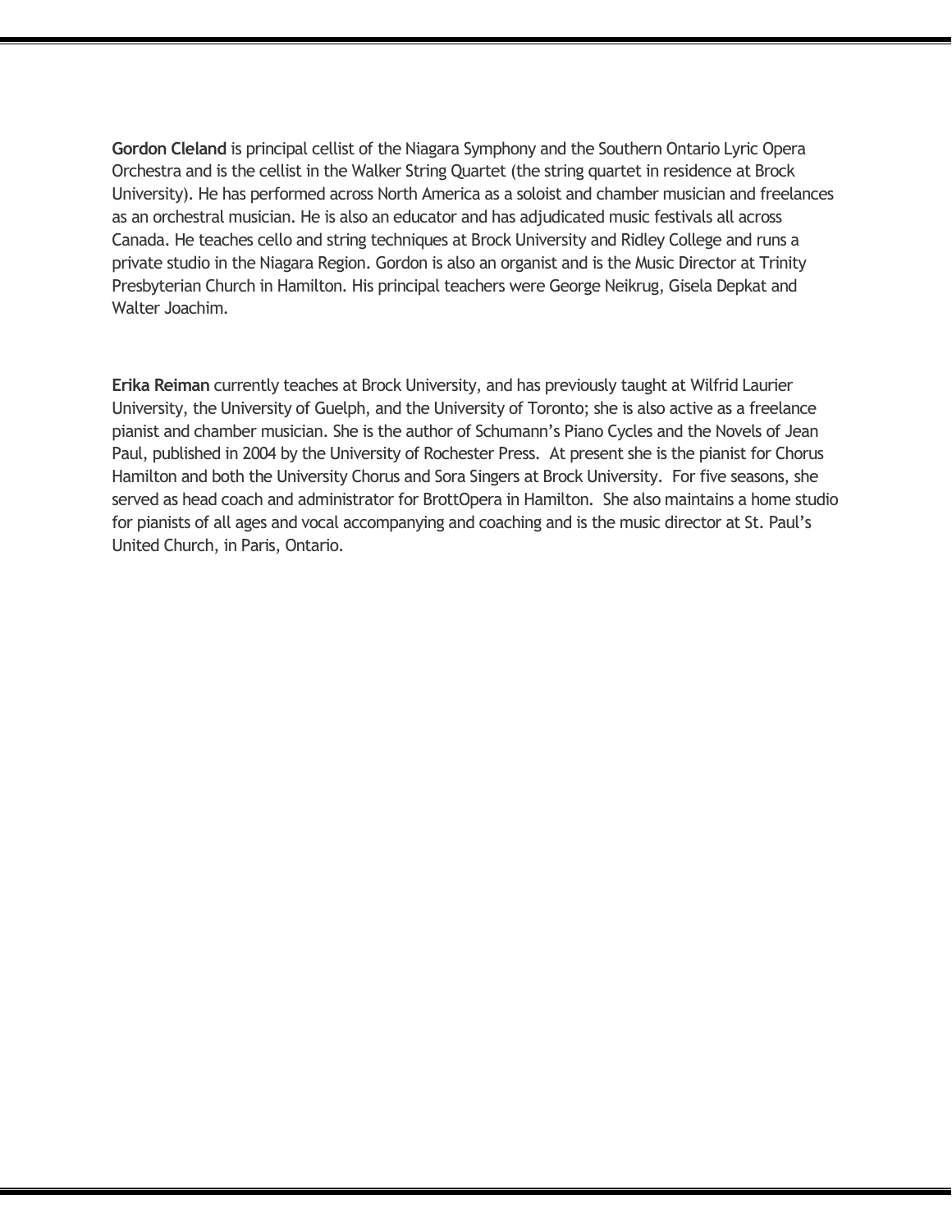**Gordon Cleland** is principal cellist of the Niagara Symphony and the Southern Ontario Lyric Opera Orchestra and is the cellist in the Walker String Quartet (the string quartet in residence at Brock University). He has performed across North America as a soloist and chamber musician and freelances as an orchestral musician. He is also an educator and has adjudicated music festivals all across Canada. He teaches cello and string techniques at Brock University and Ridley College and runs a private studio in the Niagara Region. Gordon is also an organist and is the Music Director at Trinity Presbyterian Church in Hamilton. His principal teachers were George Neikrug, Gisela Depkat and Walter Joachim.

**Erika Reiman** currently teaches at Brock University, and has previously taught at Wilfrid Laurier University, the University of Guelph, and the University of Toronto; she is also active as a freelance pianist and chamber musician. She is the author of Schumann's Piano Cycles and the Novels of Jean Paul, published in 2004 by the University of Rochester Press. At present she is the pianist for Chorus Hamilton and both the University Chorus and Sora Singers at Brock University. For five seasons, she served as head coach and administrator for BrottOpera in Hamilton. She also maintains a home studio for pianists of all ages and vocal accompanying and coaching and is the music director at St. Paul's United Church, in Paris, Ontario.